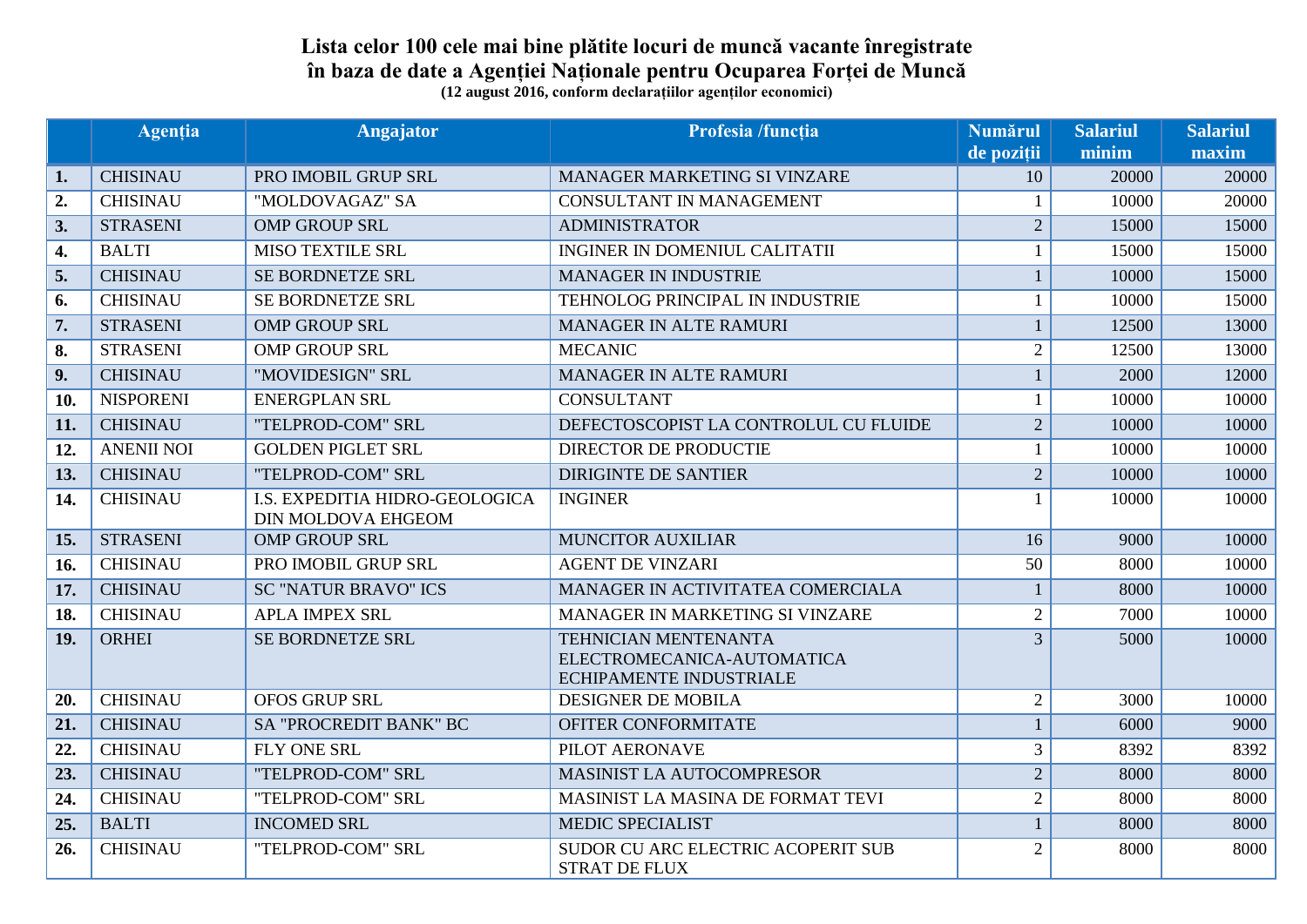**Lista celor 100 cele mai bine plătite locuri de muncă vacante înregistrate**
**în baza de date a Agenției Naționale pentru Ocuparea Forței de Muncă**
**(12 august 2016, conform declarațiilor agenților economici)**

| | Agenția | Angajator | Profesia /funcția | Numărul de poziții | Salariul minim | Salariul maxim |
|---|---|---|---|---|---|---|
| **1.** | CHISINAU | PRO IMOBIL GRUP SRL | MANAGER MARKETING SI VINZARE | 10 | 20000 | 20000 |
| **2.** | CHISINAU | "MOLDOVAGAZ" SA | CONSULTANT IN MANAGEMENT | 1 | 10000 | 20000 |
| **3.** | STRASENI | OMP GROUP SRL | ADMINISTRATOR | 2 | 15000 | 15000 |
| **4.** | BALTI | MISO TEXTILE SRL | INGINER IN DOMENIUL CALITATII | 1 | 15000 | 15000 |
| **5.** | CHISINAU | SE BORDNETZE SRL | MANAGER IN INDUSTRIE | 1 | 10000 | 15000 |
| **6.** | CHISINAU | SE BORDNETZE SRL | TEHNOLOG PRINCIPAL IN INDUSTRIE | 1 | 10000 | 15000 |
| **7.** | STRASENI | OMP GROUP SRL | MANAGER IN ALTE RAMURI | 1 | 12500 | 13000 |
| **8.** | STRASENI | OMP GROUP SRL | MECANIC | 2 | 12500 | 13000 |
| **9.** | CHISINAU | "MOVIDESIGN" SRL | MANAGER IN ALTE RAMURI | 1 | 2000 | 12000 |
| **10.** | NISPORENI | ENERGPLAN SRL | CONSULTANT | 1 | 10000 | 10000 |
| **11.** | CHISINAU | "TELPROD-COM" SRL | DEFECTOSCOPIST LA CONTROLUL CU FLUIDE | 2 | 10000 | 10000 |
| **12.** | ANENII NOI | GOLDEN PIGLET SRL | DIRECTOR DE PRODUCTIE | 1 | 10000 | 10000 |
| **13.** | CHISINAU | "TELPROD-COM" SRL | DIRIGINTE DE SANTIER | 2 | 10000 | 10000 |
| **14.** | CHISINAU | I.S. EXPEDITIA HIDRO-GEOLOGICA DIN MOLDOVA EHGEOM | INGINER | 1 | 10000 | 10000 |
| **15.** | STRASENI | OMP GROUP SRL | MUNCITOR AUXILIAR | 16 | 9000 | 10000 |
| **16.** | CHISINAU | PRO IMOBIL GRUP SRL | AGENT DE VINZARI | 50 | 8000 | 10000 |
| **17.** | CHISINAU | SC "NATUR BRAVO" ICS | MANAGER IN ACTIVITATEA COMERCIALA | 1 | 8000 | 10000 |
| **18.** | CHISINAU | APLA IMPEX SRL | MANAGER IN MARKETING SI VINZARE | 2 | 7000 | 10000 |
| **19.** | ORHEI | SE BORDNETZE SRL | TEHNICIAN MENTENANTA ELECTROMECANICA-AUTOMATICA ECHIPAMENTE INDUSTRIALE | 3 | 5000 | 10000 |
| **20.** | CHISINAU | OFOS GRUP SRL | DESIGNER DE MOBILA | 2 | 3000 | 10000 |
| **21.** | CHISINAU | SA "PROCREDIT BANK" BC | OFITER CONFORMITATE | 1 | 6000 | 9000 |
| **22.** | CHISINAU | FLY ONE SRL | PILOT AERONAVE | 3 | 8392 | 8392 |
| **23.** | CHISINAU | "TELPROD-COM" SRL | MASINIST LA AUTOCOMPRESOR | 2 | 8000 | 8000 |
| **24.** | CHISINAU | "TELPROD-COM" SRL | MASINIST LA MASINA DE FORMAT TEVI | 2 | 8000 | 8000 |
| **25.** | BALTI | INCOMED SRL | MEDIC SPECIALIST | 1 | 8000 | 8000 |
| **26.** | CHISINAU | "TELPROD-COM" SRL | SUDOR CU ARC ELECTRIC ACOPERIT SUB STRAT DE FLUX | 2 | 8000 | 8000 |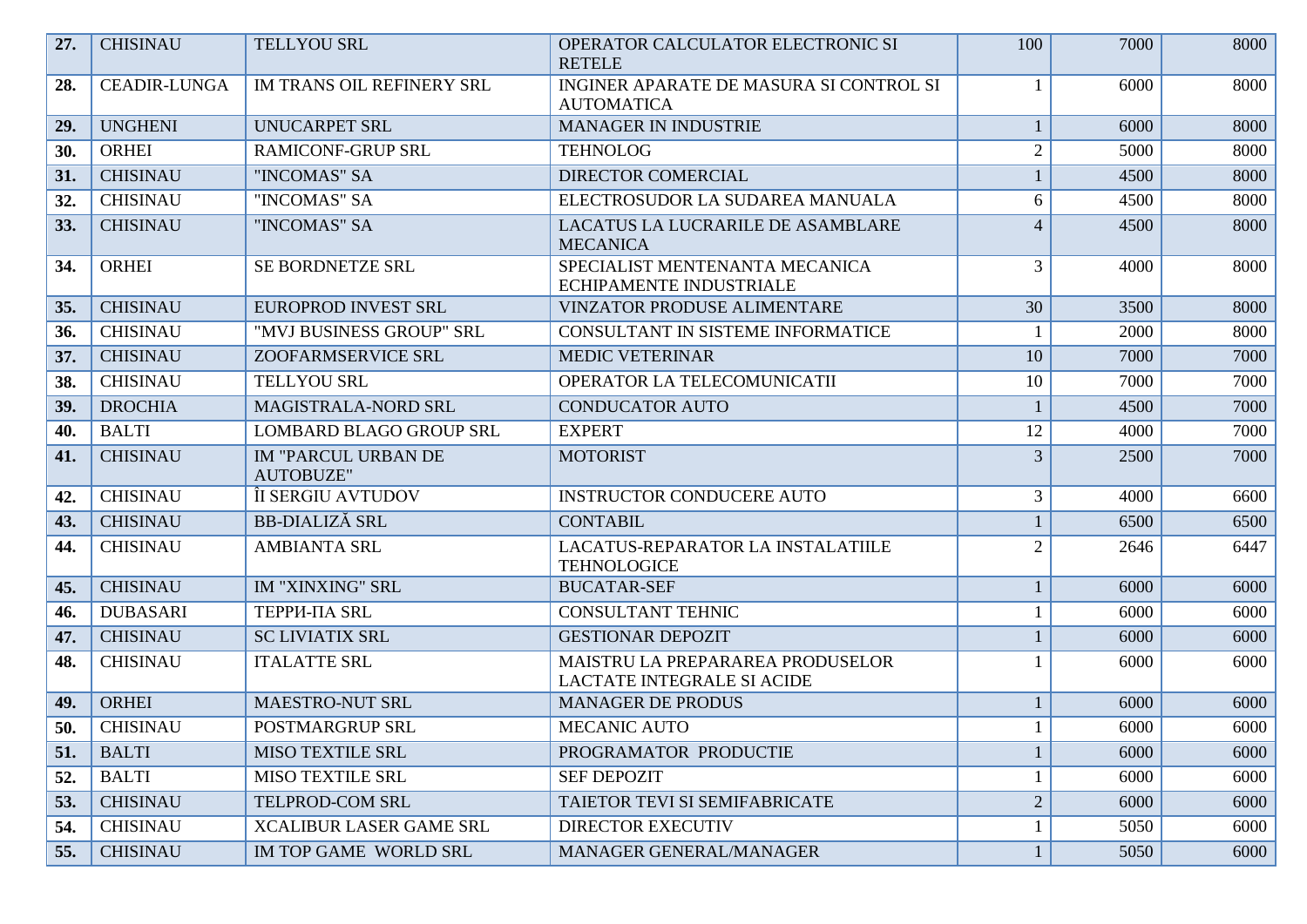| | | | | | | |
|---|---|---|---|---|---|---|
| **27.** | CHISINAU | TELLYOU SRL | OPERATOR CALCULATOR ELECTRONIC SI RETELE | 100 | 7000 | 8000 |
| **28.** | CEADIR-LUNGA | IM TRANS OIL REFINERY SRL | INGINER APARATE DE MASURA SI CONTROL SI AUTOMATICA | 1 | 6000 | 8000 |
| **29.** | UNGHENI | UNUCARPET SRL | MANAGER IN INDUSTRIE | 1 | 6000 | 8000 |
| **30.** | ORHEI | RAMICONF-GRUP SRL | TEHNOLOG | 2 | 5000 | 8000 |
| **31.** | CHISINAU | "INCOMAS" SA | DIRECTOR COMERCIAL | 1 | 4500 | 8000 |
| **32.** | CHISINAU | "INCOMAS" SA | ELECTROSUDOR LA SUDAREA MANUALA | 6 | 4500 | 8000 |
| **33.** | CHISINAU | "INCOMAS" SA | LACATUS LA LUCRARILE DE ASAMBLARE MECANICA | 4 | 4500 | 8000 |
| **34.** | ORHEI | SE BORDNETZE SRL | SPECIALIST MENTENANTA MECANICA ECHIPAMENTE INDUSTRIALE | 3 | 4000 | 8000 |
| **35.** | CHISINAU | EUROPROD INVEST SRL | VINZATOR PRODUSE ALIMENTARE | 30 | 3500 | 8000 |
| **36.** | CHISINAU | "MVJ BUSINESS GROUP" SRL | CONSULTANT IN SISTEME INFORMATICE | 1 | 2000 | 8000 |
| **37.** | CHISINAU | ZOOFARMSERVICE SRL | MEDIC VETERINAR | 10 | 7000 | 7000 |
| **38.** | CHISINAU | TELLYOU SRL | OPERATOR LA TELECOMUNICATII | 10 | 7000 | 7000 |
| **39.** | DROCHIA | MAGISTRALA-NORD SRL | CONDUCATOR AUTO | 1 | 4500 | 7000 |
| **40.** | BALTI | LOMBARD BLAGO GROUP SRL | EXPERT | 12 | 4000 | 7000 |
| **41.** | CHISINAU | IM "PARCUL URBAN DE AUTOBUZE" | MOTORIST | 3 | 2500 | 7000 |
| **42.** | CHISINAU | ÎI SERGIU AVTUDOV | INSTRUCTOR CONDUCERE AUTO | 3 | 4000 | 6600 |
| **43.** | CHISINAU | BB-DIALIZĂ SRL | CONTABIL | 1 | 6500 | 6500 |
| **44.** | CHISINAU | AMBIANTA SRL | LACATUS-REPARATOR LA INSTALATIILE TEHNOLOGICE | 2 | 2646 | 6447 |
| **45.** | CHISINAU | IM "XINXING" SRL | BUCATAR-SEF | 1 | 6000 | 6000 |
| **46.** | DUBASARI | ТЕРРИ-ПА SRL | CONSULTANT TEHNIC | 1 | 6000 | 6000 |
| **47.** | CHISINAU | SC LIVIATIX SRL | GESTIONAR DEPOZIT | 1 | 6000 | 6000 |
| **48.** | CHISINAU | ITALATTE SRL | MAISTRU LA PREPARAREA PRODUSELOR LACTATE INTEGRALE SI ACIDE | 1 | 6000 | 6000 |
| **49.** | ORHEI | MAESTRO-NUT SRL | MANAGER DE PRODUS | 1 | 6000 | 6000 |
| **50.** | CHISINAU | POSTMARGRUP SRL | MECANIC AUTO | 1 | 6000 | 6000 |
| **51.** | BALTI | MISO TEXTILE SRL | PROGRAMATOR PRODUCTIE | 1 | 6000 | 6000 |
| **52.** | BALTI | MISO TEXTILE SRL | SEF DEPOZIT | 1 | 6000 | 6000 |
| **53.** | CHISINAU | TELPROD-COM SRL | TAIETOR TEVI SI SEMIFABRICATE | 2 | 6000 | 6000 |
| **54.** | CHISINAU | XCALIBUR LASER GAME SRL | DIRECTOR EXECUTIV | 1 | 5050 | 6000 |
| **55.** | CHISINAU | IM TOP GAME WORLD SRL | MANAGER GENERAL/MANAGER | 1 | 5050 | 6000 |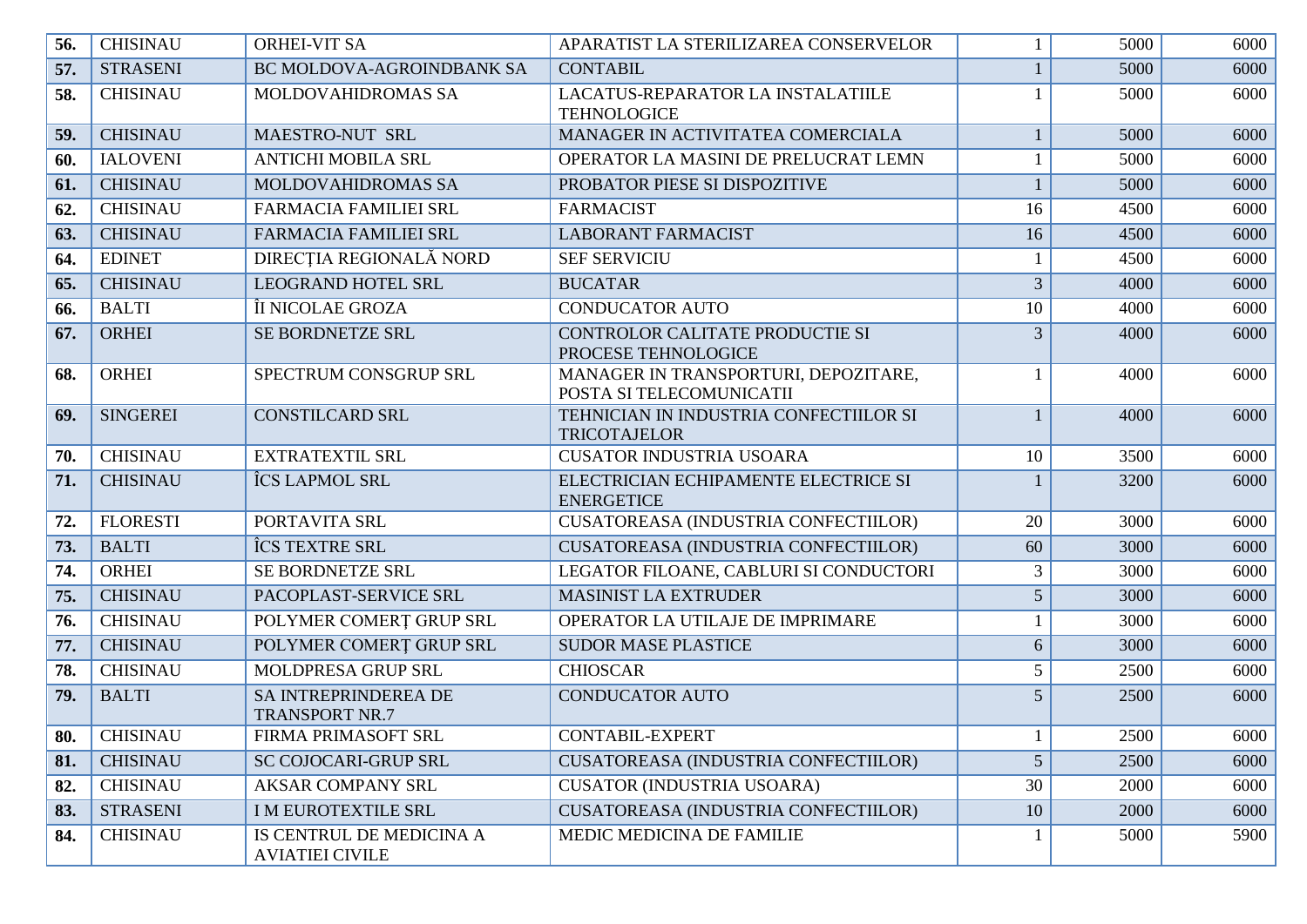| | | | | | | |
|---|---|---|---|---|---|---|
| **56.** | CHISINAU | ORHEI-VIT SA | APARATIST LA STERILIZAREA CONSERVELOR | 1 | 5000 | 6000 |
| **57.** | STRASENI | BC MOLDOVA-AGROINDBANK SA | CONTABIL | 1 | 5000 | 6000 |
| **58.** | CHISINAU | MOLDOVAHIDROMAS SA | LACATUS-REPARATOR LA INSTALATIILE TEHNOLOGICE | 1 | 5000 | 6000 |
| **59.** | CHISINAU | MAESTRO-NUT SRL | MANAGER IN ACTIVITATEA COMERCIALA | 1 | 5000 | 6000 |
| **60.** | IALOVENI | ANTICHI MOBILA SRL | OPERATOR LA MASINI DE PRELUCRAT LEMN | 1 | 5000 | 6000 |
| **61.** | CHISINAU | MOLDOVAHIDROMAS SA | PROBATOR PIESE SI DISPOZITIVE | 1 | 5000 | 6000 |
| **62.** | CHISINAU | FARMACIA FAMILIEI SRL | FARMACIST | 16 | 4500 | 6000 |
| **63.** | CHISINAU | FARMACIA FAMILIEI SRL | LABORANT FARMACIST | 16 | 4500 | 6000 |
| **64.** | EDINET | DIRECȚIA REGIONALĂ NORD | SEF SERVICIU | 1 | 4500 | 6000 |
| **65.** | CHISINAU | LEOGRAND HOTEL SRL | BUCATAR | 3 | 4000 | 6000 |
| **66.** | BALTI | ÎI NICOLAE GROZA | CONDUCATOR AUTO | 10 | 4000 | 6000 |
| **67.** | ORHEI | SE BORDNETZE SRL | CONTROLOR CALITATE PRODUCTIE SI PROCESE TEHNOLOGICE | 3 | 4000 | 6000 |
| **68.** | ORHEI | SPECTRUM CONSGRUP SRL | MANAGER IN TRANSPORTURI, DEPOZITARE, POSTA SI TELECOMUNICATII | 1 | 4000 | 6000 |
| **69.** | SINGEREI | CONSTILCARD SRL | TEHNICIAN IN INDUSTRIA CONFECTIILOR SI TRICOTAJELOR | 1 | 4000 | 6000 |
| **70.** | CHISINAU | EXTRATEXTIL SRL | CUSATOR INDUSTRIA USOARA | 10 | 3500 | 6000 |
| **71.** | CHISINAU | ÎCS LAPMOL SRL | ELECTRICIAN ECHIPAMENTE ELECTRICE SI ENERGETICE | 1 | 3200 | 6000 |
| **72.** | FLORESTI | PORTAVITA SRL | CUSATOREASA (INDUSTRIA CONFECTIILOR) | 20 | 3000 | 6000 |
| **73.** | BALTI | ÎCS TEXTRE SRL | CUSATOREASA (INDUSTRIA CONFECTIILOR) | 60 | 3000 | 6000 |
| **74.** | ORHEI | SE BORDNETZE SRL | LEGATOR FILOANE, CABLURI SI CONDUCTORI | 3 | 3000 | 6000 |
| **75.** | CHISINAU | PACOPLAST-SERVICE SRL | MASINIST LA EXTRUDER | 5 | 3000 | 6000 |
| **76.** | CHISINAU | POLYMER COMERȚ GRUP SRL | OPERATOR LA UTILAJE DE IMPRIMARE | 1 | 3000 | 6000 |
| **77.** | CHISINAU | POLYMER COMERȚ GRUP SRL | SUDOR MASE PLASTICE | 6 | 3000 | 6000 |
| **78.** | CHISINAU | MOLDPRESA GRUP SRL | CHIOSCAR | 5 | 2500 | 6000 |
| **79.** | BALTI | SA INTREPRINDEREA DE TRANSPORT NR.7 | CONDUCATOR AUTO | 5 | 2500 | 6000 |
| **80.** | CHISINAU | FIRMA PRIMASOFT SRL | CONTABIL-EXPERT | 1 | 2500 | 6000 |
| **81.** | CHISINAU | SC COJOCARI-GRUP SRL | CUSATOREASA (INDUSTRIA CONFECTIILOR) | 5 | 2500 | 6000 |
| **82.** | CHISINAU | AKSAR COMPANY SRL | CUSATOR (INDUSTRIA USOARA) | 30 | 2000 | 6000 |
| **83.** | STRASENI | I M EUROTEXTILE SRL | CUSATOREASA (INDUSTRIA CONFECTIILOR) | 10 | 2000 | 6000 |
| **84.** | CHISINAU | IS CENTRUL DE MEDICINA A AVIATIEI CIVILE | MEDIC MEDICINA DE FAMILIE | 1 | 5000 | 5900 |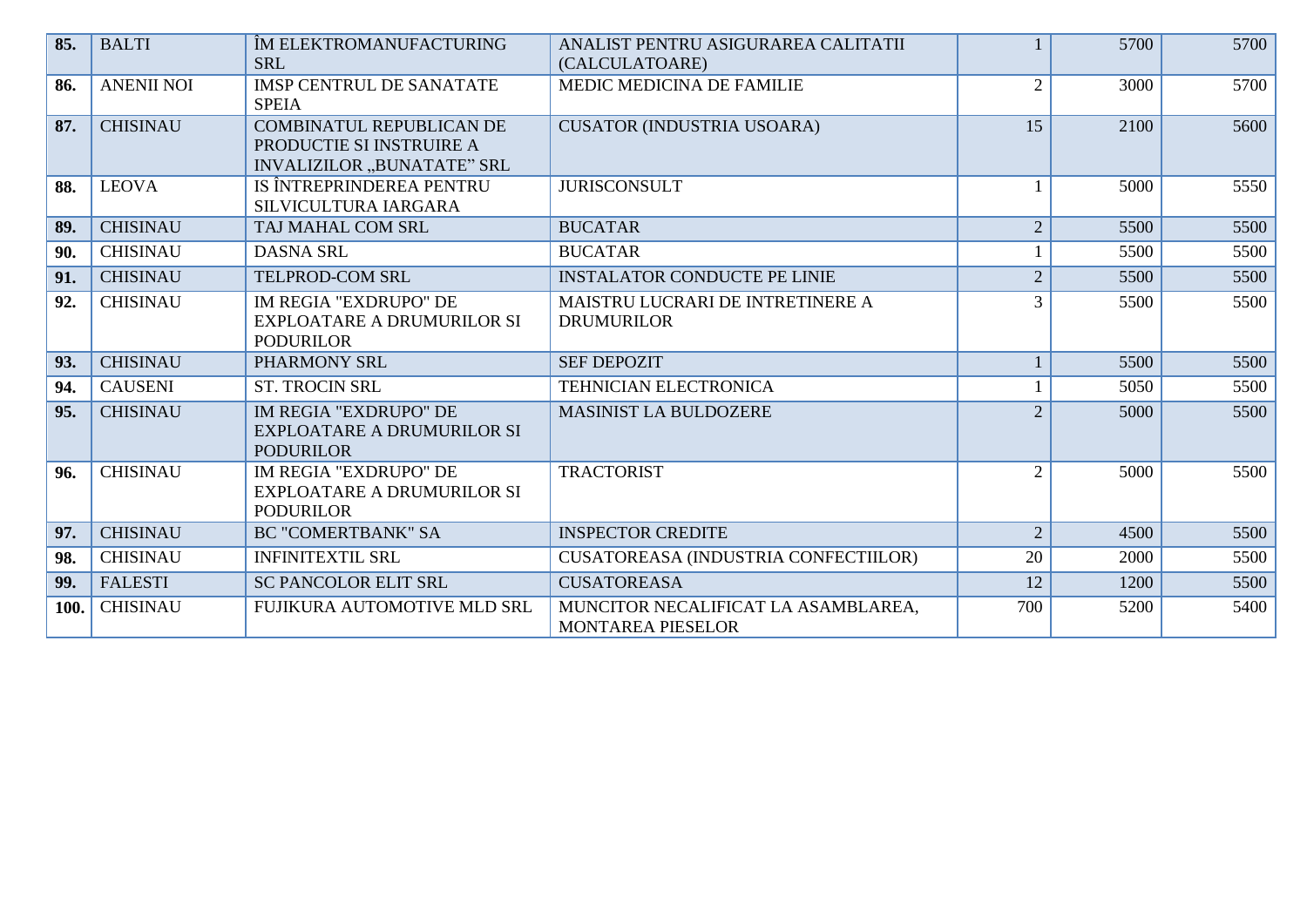| | | | | | | |
|---|---|---|---|---|---|---|
| **85.** | BALTI | ÎM ELEKTROMANUFACTURING SRL | ANALIST PENTRU ASIGURAREA CALITATII (CALCULATOARE) | 1 | 5700 | 5700 |
| **86.** | ANENII NOI | IMSP CENTRUL DE SANATATE SPEIA | MEDIC MEDICINA DE FAMILIE | 2 | 3000 | 5700 |
| **87.** | CHISINAU | COMBINATUL REPUBLICAN DE PRODUCTIE SI INSTRUIRE A INVALIZILOR „BUNATATE" SRL | CUSATOR (INDUSTRIA USOARA) | 15 | 2100 | 5600 |
| **88.** | LEOVA | IS ÎNTREPRINDEREA PENTRU SILVICULTURA IARGARA | JURISCONSULT | 1 | 5000 | 5550 |
| **89.** | CHISINAU | TAJ MAHAL COM SRL | BUCATAR | 2 | 5500 | 5500 |
| **90.** | CHISINAU | DASNA SRL | BUCATAR | 1 | 5500 | 5500 |
| **91.** | CHISINAU | TELPROD-COM SRL | INSTALATOR CONDUCTE PE LINIE | 2 | 5500 | 5500 |
| **92.** | CHISINAU | IM REGIA "EXDRUPO" DE EXPLOATARE A DRUMURILOR SI PODURILOR | MAISTRU LUCRARI DE INTRETINERE A DRUMURILOR | 3 | 5500 | 5500 |
| **93.** | CHISINAU | PHARMONY SRL | SEF DEPOZIT | 1 | 5500 | 5500 |
| **94.** | CAUSENI | ST. TROCIN SRL | TEHNICIAN ELECTRONICA | 1 | 5050 | 5500 |
| **95.** | CHISINAU | IM REGIA "EXDRUPO" DE EXPLOATARE A DRUMURILOR SI PODURILOR | MASINIST LA BULDOZERE | 2 | 5000 | 5500 |
| **96.** | CHISINAU | IM REGIA "EXDRUPO" DE EXPLOATARE A DRUMURILOR SI PODURILOR | TRACTORIST | 2 | 5000 | 5500 |
| **97.** | CHISINAU | BC "COMERTBANK" SA | INSPECTOR CREDITE | 2 | 4500 | 5500 |
| **98.** | CHISINAU | INFINITEXTIL SRL | CUSATOREASA (INDUSTRIA CONFECTIILOR) | 20 | 2000 | 5500 |
| **99.** | FALESTI | SC PANCOLOR ELIT SRL | CUSATOREASA | 12 | 1200 | 5500 |
| **100.** | CHISINAU | FUJIKURA AUTOMOTIVE MLD SRL | MUNCITOR NECALIFICAT LA ASAMBLAREA, MONTAREA PIESELOR | 700 | 5200 | 5400 |